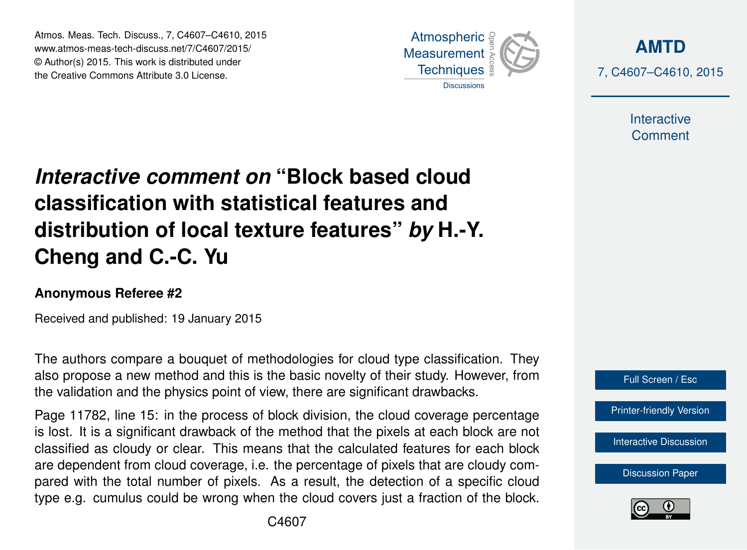# *Interactive comment on* "Block based cloud classification with statistical features and distribution of local texture features" *by* H.-Y. Cheng and C.-C. Yu

**Anonymous Referee #2**

Received and published: 19 January 2015

The authors compare a bouquet of methodologies for cloud type classification. They also propose a new method and this is the basic novelty of their study. However, from the validation and the physics point of view, there are significant drawbacks.

Page 11782, line 15: in the process of block division, the cloud coverage percentage is lost. It is a significant drawback of the method that the pixels at each block are not classified as cloudy or clear. This means that the calculated features for each block are dependent from cloud coverage, i.e. the percentage of pixels that are cloudy compared with the total number of pixels. As a result, the detection of a specific cloud type e.g. cumulus could be wrong when the cloud covers just a fraction of the block.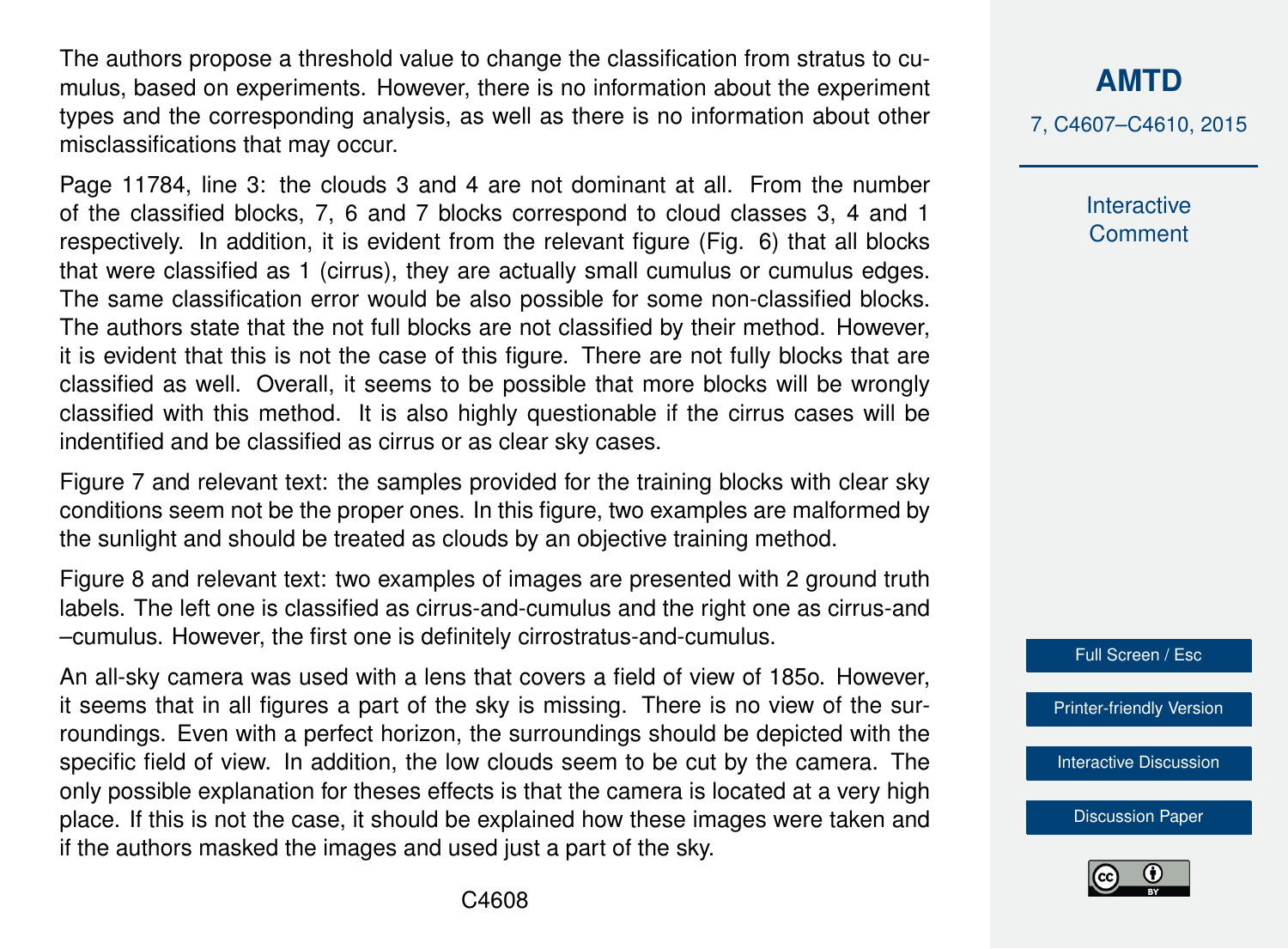The authors propose a threshold value to change the classification from stratus to cumulus, based on experiments. However, there is no information about the experiment types and the corresponding analysis, as well as there is no information about other misclassifications that may occur.

Page 11784, line 3: the clouds 3 and 4 are not dominant at all. From the number of the classified blocks, 7, 6 and 7 blocks correspond to cloud classes 3, 4 and 1 respectively. In addition, it is evident from the relevant figure (Fig. 6) that all blocks that were classified as 1 (cirrus), they are actually small cumulus or cumulus edges. The same classification error would be also possible for some non-classified blocks. The authors state that the not full blocks are not classified by their method. However, it is evident that this is not the case of this figure. There are not fully blocks that are classified as well. Overall, it seems to be possible that more blocks will be wrongly classified with this method. It is also highly questionable if the cirrus cases will be indentified and be classified as cirrus or as clear sky cases.

Figure 7 and relevant text: the samples provided for the training blocks with clear sky conditions seem not be the proper ones. In this figure, two examples are malformed by the sunlight and should be treated as clouds by an objective training method.

Figure 8 and relevant text: two examples of images are presented with 2 ground truth labels. The left one is classified as cirrus-and-cumulus and the right one as cirrus-and –cumulus. However, the first one is definitely cirrostratus-and-cumulus.

An all-sky camera was used with a lens that covers a field of view of 185o. However, it seems that in all figures a part of the sky is missing. There is no view of the surroundings. Even with a perfect horizon, the surroundings should be depicted with the specific field of view. In addition, the low clouds seem to be cut by the camera. The only possible explanation for theses effects is that the camera is located at a very high place. If this is not the case, it should be explained how these images were taken and if the authors masked the images and used just a part of the sky.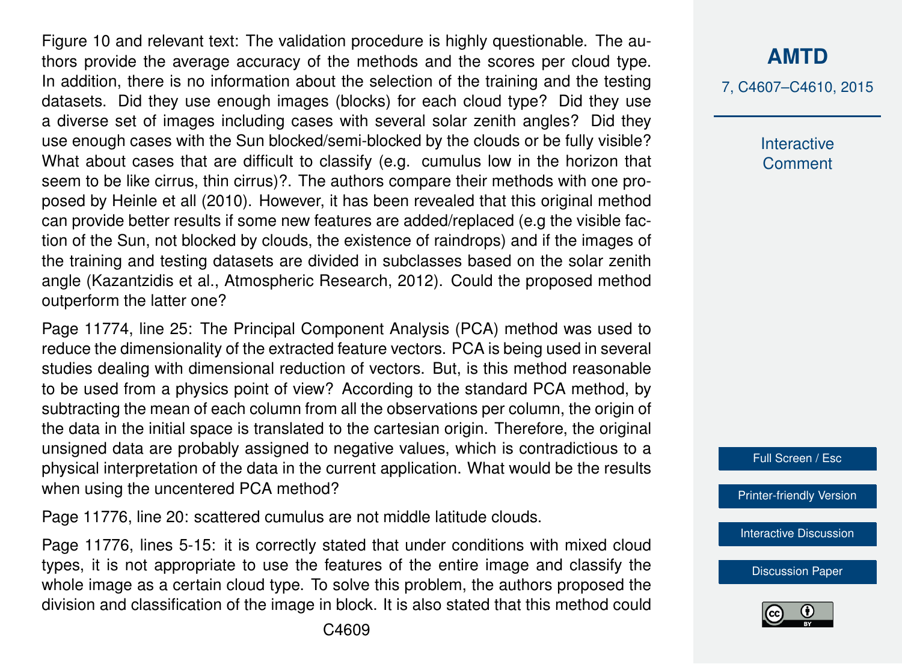Figure 10 and relevant text: The validation procedure is highly questionable. The authors provide the average accuracy of the methods and the scores per cloud type. In addition, there is no information about the selection of the training and the testing datasets. Did they use enough images (blocks) for each cloud type? Did they use a diverse set of images including cases with several solar zenith angles? Did they use enough cases with the Sun blocked/semi-blocked by the clouds or be fully visible? What about cases that are difficult to classify (e.g. cumulus low in the horizon that seem to be like cirrus, thin cirrus)?. The authors compare their methods with one proposed by Heinle et all (2010). However, it has been revealed that this original method can provide better results if some new features are added/replaced (e.g the visible faction of the Sun, not blocked by clouds, the existence of raindrops) and if the images of the training and testing datasets are divided in subclasses based on the solar zenith angle (Kazantzidis et al., Atmospheric Research, 2012). Could the proposed method outperform the latter one?

Page 11774, line 25: The Principal Component Analysis (PCA) method was used to reduce the dimensionality of the extracted feature vectors. PCA is being used in several studies dealing with dimensional reduction of vectors. But, is this method reasonable to be used from a physics point of view? According to the standard PCA method, by subtracting the mean of each column from all the observations per column, the origin of the data in the initial space is translated to the cartesian origin. Therefore, the original unsigned data are probably assigned to negative values, which is contradictious to a physical interpretation of the data in the current application. What would be the results when using the uncentered PCA method?

Page 11776, line 20: scattered cumulus are not middle latitude clouds.

Page 11776, lines 5-15: it is correctly stated that under conditions with mixed cloud types, it is not appropriate to use the features of the entire image and classify the whole image as a certain cloud type. To solve this problem, the authors proposed the division and classification of the image in block. It is also stated that this method could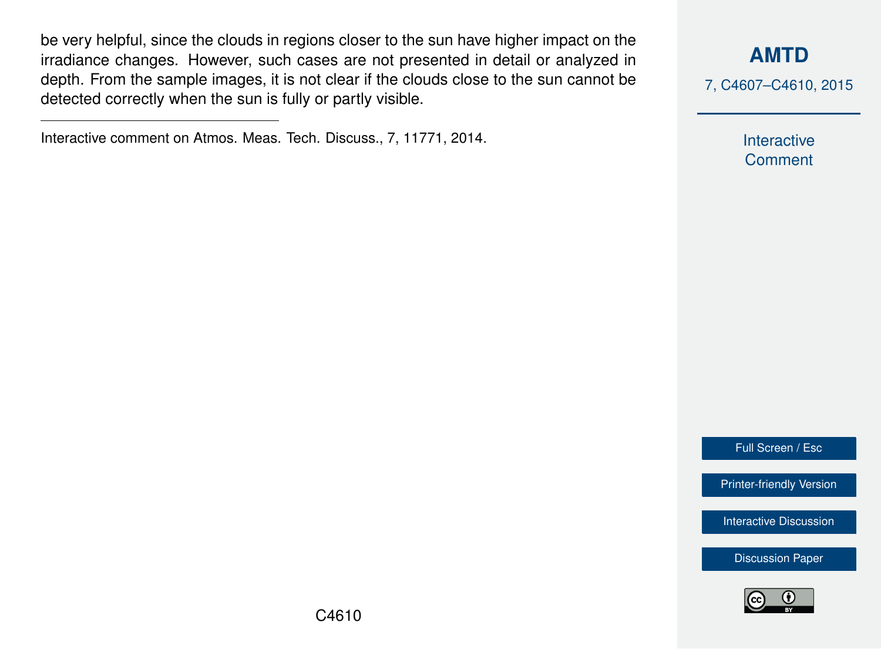be very helpful, since the clouds in regions closer to the sun have higher impact on the irradiance changes. However, such cases are not presented in detail or analyzed in depth. From the sample images, it is not clear if the clouds close to the sun cannot be detected correctly when the sun is fully or partly visible.

---

Interactive comment on Atmos. Meas. Tech. Discuss., 7, 11771, 2014.